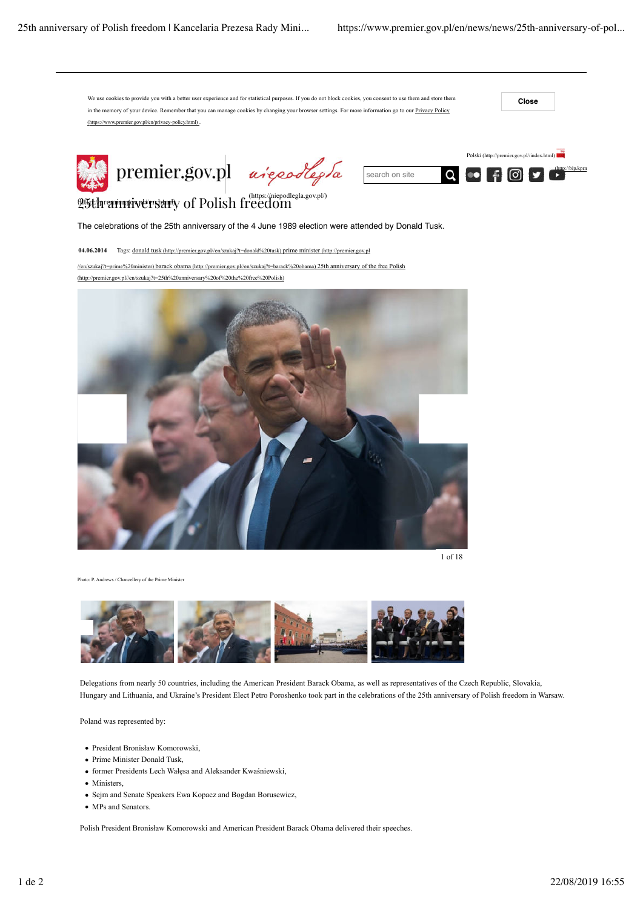We use cookies to provide you with a better user experience and for statistical purposes. If you do not block cookies, you consent to use them and store them in the memory of your device. Remember that you can manage cookies by changing your browser settings. For more information go to our Privacy Policy (https://www.premier.gov.pl/en/privacy-policy.html) .

Close

Polski (http://premier.gov.pl/index.html)

premier.gov.pl (https://niepodlegla.gov.pl/)

# 25th anniversary of Polish freedom

The celebrations of the 25th anniversary of the 4 June 1989 election were attended by Donald Tusk.

**04.06.2014** Tags: donald tusk (http://premier.gov.pl/en/szukaj?t=donald%20tusk) prime minister (http://premier.gov.pl//en/szukaj?t=prime%20minister) barack obama (http://premier.gov.pl/en/szukaj?t=barack%20obama) 25th anniversary of the free Polish (http://premier.gov.pl//en/szukaj?t=25th%20anniversary%20of%20the%20free%20Polish)

1 of 18

Photo: P. Andrews / Chancellery of the Prime Minister

Delegations from nearly 50 countries, including the American President Barack Obama, as well as representatives of the Czech Republic, Slovakia, Hungary and Lithuania, and Ukraine's President Elect Petro Poroshenko took part in the celebrations of the 25th anniversary of Polish freedom in Warsaw.

Poland was represented by:

- President Bronisław Komorowski,
- Prime Minister Donald Tusk,
- former Presidents Lech Wałęsa and Aleksander Kwaśniewski,
- Ministers,
- Sejm and Senate Speakers Ewa Kopacz and Bogdan Borusewicz,
- MPs and Senators.

Polish President Bronisław Komorowski and American President Barack Obama delivered their speeches.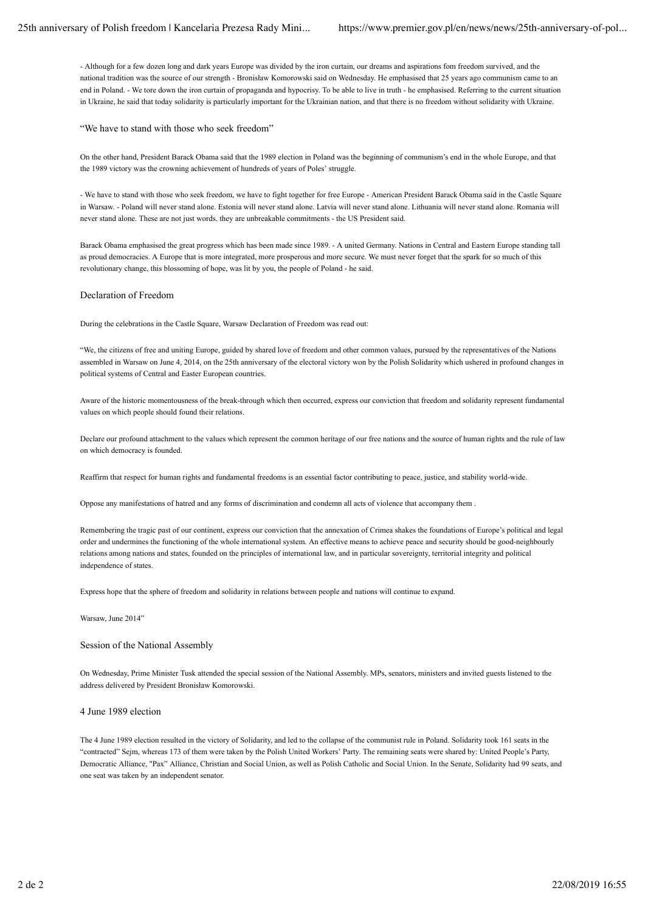- Although for a few dozen long and dark years Europe was divided by the iron curtain, our dreams and aspirations fom freedom survived, and the national tradition was the source of our strength - Bronisław Komorowski said on Wednesday. He emphasised that 25 years ago communism came to an end in Poland. - We tore down the iron curtain of propaganda and hypocrisy. To be able to live in truth - he emphasised. Referring to the current situation in Ukraine, he said that today solidarity is particularly important for the Ukrainian nation, and that there is no freedom without solidarity with Ukraine.

## “We have to stand with those who seek freedom”

On the other hand, President Barack Obama said that the 1989 election in Poland was the beginning of communism’s end in the whole Europe, and that the 1989 victory was the crowning achievement of hundreds of years of Poles’ struggle.

- We have to stand with those who seek freedom, we have to fight together for free Europe - American President Barack Obama said in the Castle Square in Warsaw. - Poland will never stand alone. Estonia will never stand alone. Latvia will never stand alone. Lithuania will never stand alone. Romania will never stand alone. These are not just words. they are unbreakable commitments - the US President said.

Barack Obama emphasised the great progress which has been made since 1989. - A united Germany. Nations in Central and Eastern Europe standing tall as proud democracies. A Europe that is more integrated, more prosperous and more secure. We must never forget that the spark for so much of this revolutionary change, this blossoming of hope, was lit by you, the people of Poland - he said.

## Declaration of Freedom

During the celebrations in the Castle Square, Warsaw Declaration of Freedom was read out:

“We, the citizens of free and uniting Europe, guided by shared love of freedom and other common values, pursued by the representatives of the Nations assembled in Warsaw on June 4, 2014, on the 25th anniversary of the electoral victory won by the Polish Solidarity which ushered in profound changes in political systems of Central and Easter European countries.

Aware of the historic momentousness of the break-through which then occurred, express our conviction that freedom and solidarity represent fundamental values on which people should found their relations.

Declare our profound attachment to the values which represent the common heritage of our free nations and the source of human rights and the rule of law on which democracy is founded.

Reaffirm that respect for human rights and fundamental freedoms is an essential factor contributing to peace, justice, and stability world-wide.

Oppose any manifestations of hatred and any forms of discrimination and condemn all acts of violence that accompany them .

Remembering the tragic past of our continent, express our conviction that the annexation of Crimea shakes the foundations of Europe’s political and legal order and undermines the functioning of the whole international system. An effective means to achieve peace and security should be good-neighbourly relations among nations and states, founded on the principles of international law, and in particular sovereignty, territorial integrity and political independence of states.

Express hope that the sphere of freedom and solidarity in relations between people and nations will continue to expand.

Warsaw, June 2014”

## Session of the National Assembly

On Wednesday, Prime Minister Tusk attended the special session of the National Assembly. MPs, senators, ministers and invited guests listened to the address delivered by President Bronisław Komorowski.

## 4 June 1989 election

The 4 June 1989 election resulted in the victory of Solidarity, and led to the collapse of the communist rule in Poland. Solidarity took 161 seats in the “contracted” Sejm, whereas 173 of them were taken by the Polish United Workers’ Party. The remaining seats were shared by: United People’s Party, Democratic Alliance, "Pax" Alliance, Christian and Social Union, as well as Polish Catholic and Social Union. In the Senate, Solidarity had 99 seats, and one seat was taken by an independent senator.